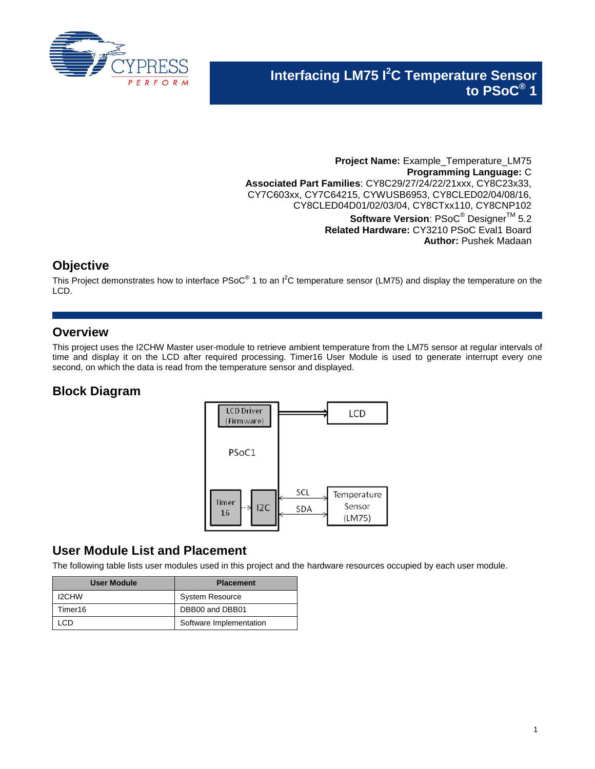# Interfacing LM75 I²C Temperature Sensor to PSoC® 1

**Project Name:** Example_Temperature_LM75
**Programming Language:** C
**Associated Part Families**: CY8C29/27/24/22/21xxx, CY8C23x33, CY7C603xx, CY7C64215, CYWUSB6953, CY8CLED02/04/08/16, CY8CLED04D01/02/03/04, CY8CTxx110, CY8CNP102
**Software Version**: PSoC® Designer™ 5.2
**Related Hardware:** CY3210 PSoC Eval1 Board
**Author:** Pushek Madaan

## Objective

This Project demonstrates how to interface PSoC® 1 to an I²C temperature sensor (LM75) and display the temperature on the LCD.

## Overview

This project uses the I2CHW Master user-module to retrieve ambient temperature from the LM75 sensor at regular intervals of time and display it on the LCD after required processing. Timer16 User Module is used to generate interrupt every one second, on which the data is read from the temperature sensor and displayed.

## Block Diagram

LCD Driver (Firmware)

PSoC1

Timer 16

I2C

LCD

SCL

SDA

Temperature Sensor (LM75)

## User Module List and Placement

The following table lists user modules used in this project and the hardware resources occupied by each user module.

| User Module | Placement |
| --- | --- |
| I2CHW | System Resource |
| Timer16 | DBB00 and DBB01 |
| LCD | Software Implementation |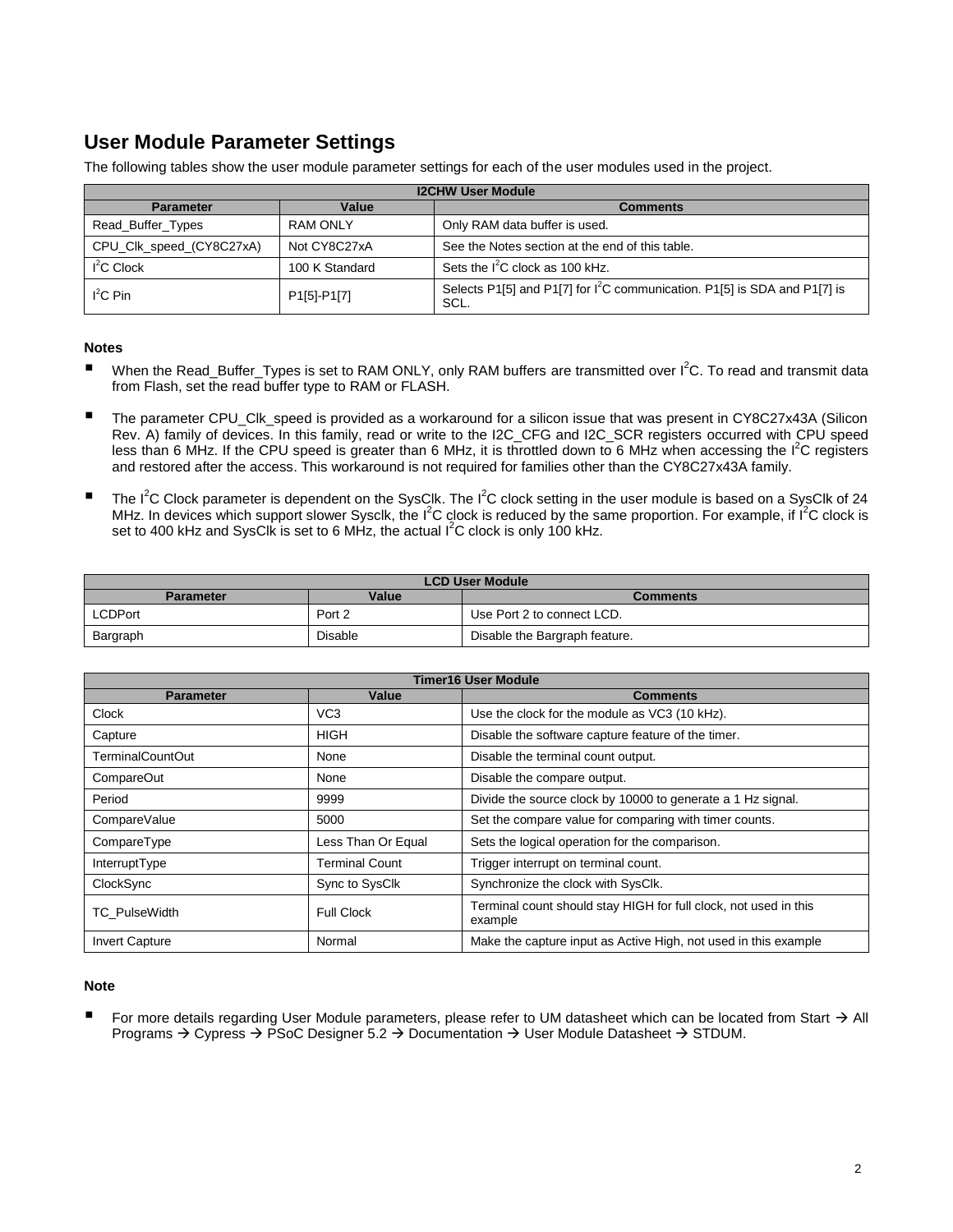## User Module Parameter Settings

The following tables show the user module parameter settings for each of the user modules used in the project.

| I2CHW User Module | | |
|---|---|---|
| **Parameter** | **Value** | **Comments** |
| Read_Buffer_Types | RAM ONLY | Only RAM data buffer is used. |
| CPU_Clk_speed_(CY8C27xA) | Not CY8C27xA | See the Notes section at the end of this table. |
| $I^2C$ Clock | 100 K Standard | Sets the $I^2C$ clock as 100 kHz. |
| $I^2C$ Pin | P1[5]-P1[7] | Selects P1[5] and P1[7] for $I^2C$ communication. P1[5] is SDA and P1[7] is SCL. |

**Notes**

- When the Read_Buffer_Types is set to RAM ONLY, only RAM buffers are transmitted over $I^2C$. To read and transmit data from Flash, set the read buffer type to RAM or FLASH.
- The parameter CPU_Clk_speed is provided as a workaround for a silicon issue that was present in CY8C27x43A (Silicon Rev. A) family of devices. In this family, read or write to the I2C_CFG and I2C_SCR registers occurred with CPU speed less than 6 MHz. If the CPU speed is greater than 6 MHz, it is throttled down to 6 MHz when accessing the $I^2C$ registers and restored after the access. This workaround is not required for families other than the CY8C27x43A family.
- The $I^2C$ Clock parameter is dependent on the SysClk. The $I^2C$ clock setting in the user module is based on a SysClk of 24 MHz. In devices which support slower Sysclk, the $I^2C$ clock is reduced by the same proportion. For example, if $I^2C$ clock is set to 400 kHz and SysClk is set to 6 MHz, the actual $I^2C$ clock is only 100 kHz.

| LCD User Module | | |
|---|---|---|
| **Parameter** | **Value** | **Comments** |
| LCDPort | Port 2 | Use Port 2 to connect LCD. |
| Bargraph | Disable | Disable the Bargraph feature. |

| Timer16 User Module | | |
|---|---|---|
| **Parameter** | **Value** | **Comments** |
| Clock | VC3 | Use the clock for the module as VC3 (10 kHz). |
| Capture | HIGH | Disable the software capture feature of the timer. |
| TerminalCountOut | None | Disable the terminal count output. |
| CompareOut | None | Disable the compare output. |
| Period | 9999 | Divide the source clock by 10000 to generate a 1 Hz signal. |
| CompareValue | 5000 | Set the compare value for comparing with timer counts. |
| CompareType | Less Than Or Equal | Sets the logical operation for the comparison. |
| InterruptType | Terminal Count | Trigger interrupt on terminal count. |
| ClockSync | Sync to SysClk | Synchronize the clock with SysClk. |
| TC_PulseWidth | Full Clock | Terminal count should stay HIGH for full clock, not used in this example |
| Invert Capture | Normal | Make the capture input as Active High, not used in this example |

**Note**

- For more details regarding User Module parameters, please refer to UM datasheet which can be located from Start → All Programs → Cypress → PSoC Designer 5.2 → Documentation → User Module Datasheet → STDUM.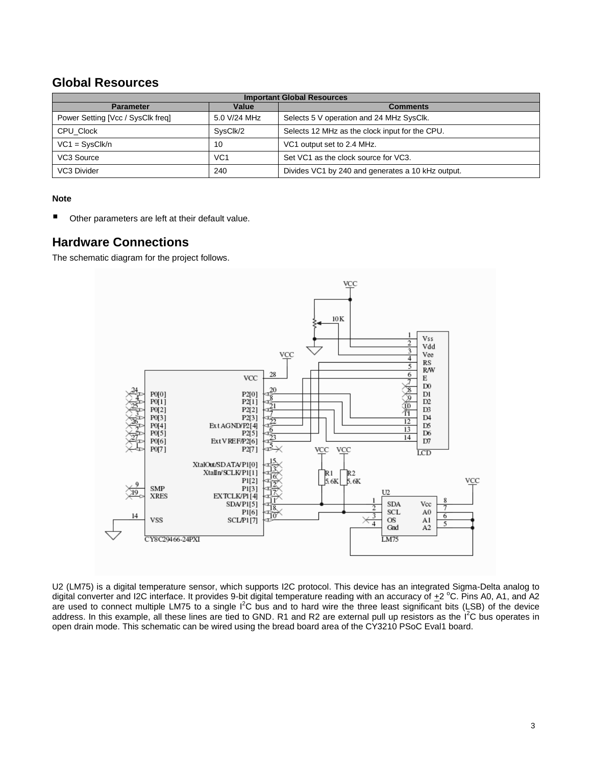## Global Resources

| Important Global Resources | | |
|---|---|---|
| **Parameter** | **Value** | **Comments** |
| Power Setting [Vcc / SysClk freq] | 5.0 V/24 MHz | Selects 5 V operation and 24 MHz SysClk. |
| CPU_Clock | SysClk/2 | Selects 12 MHz as the clock input for the CPU. |
| VC1 = SysClk/n | 10 | VC1 output set to 2.4 MHz. |
| VC3 Source | VC1 | Set VC1 as the clock source for VC3. |
| VC3 Divider | 240 | Divides VC1 by 240 and generates a 10 kHz output. |

**Note**

- Other parameters are left at their default value.

## Hardware Connections

The schematic diagram for the project follows.

U2 (LM75) is a digital temperature sensor, which supports I2C protocol. This device has an integrated Sigma-Delta analog to digital converter and I2C interface. It provides 9-bit digital temperature reading with an accuracy of $\pm 2\ ^{o}C$. Pins A0, A1, and A2 are used to connect multiple LM75 to a single $I^2C$ bus and to hard wire the three least significant bits (LSB) of the device address. In this example, all these lines are tied to GND. R1 and R2 are external pull up resistors as the $I^2C$ bus operates in open drain mode. This schematic can be wired using the bread board area of the CY3210 PSoC Eval1 board.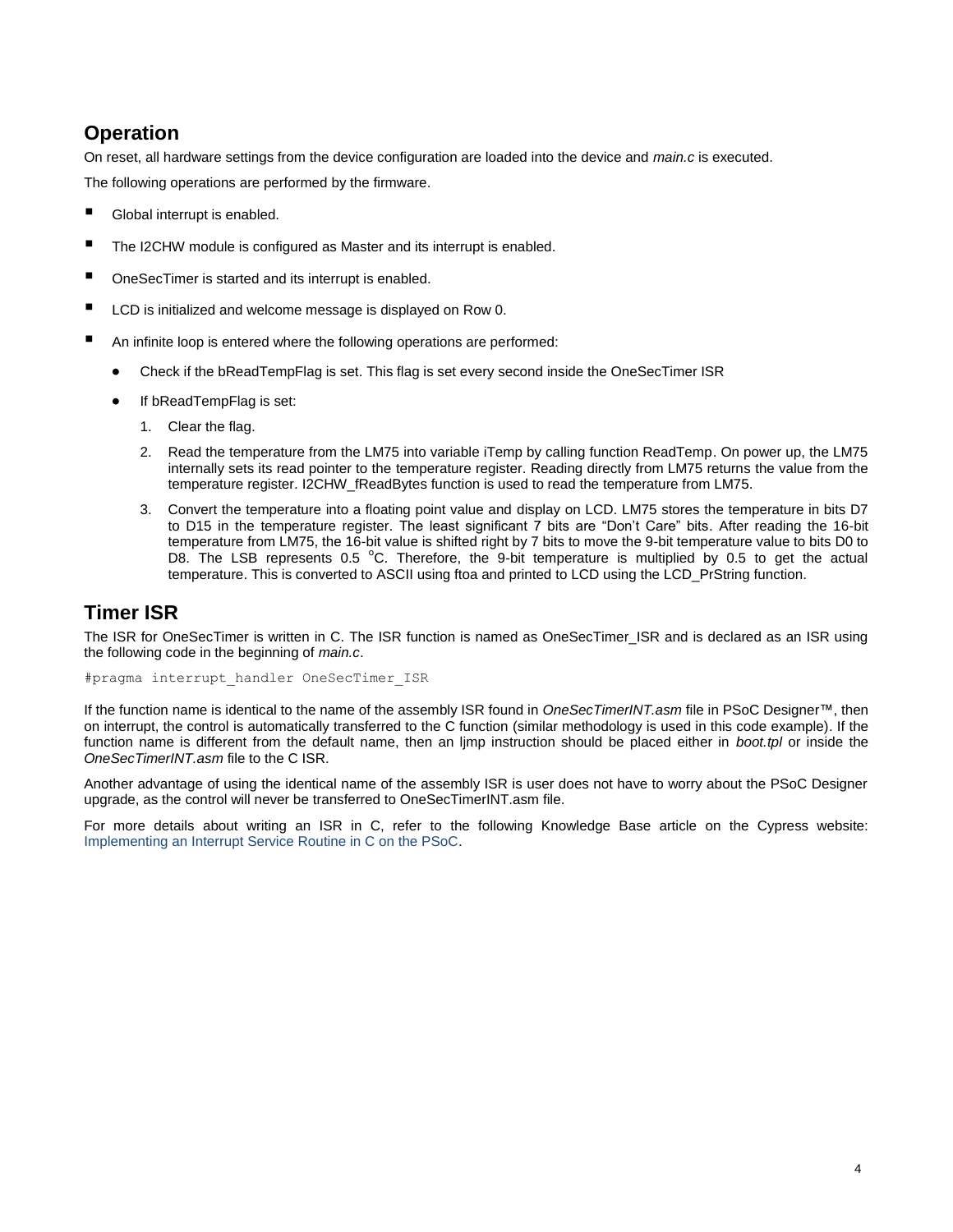## Operation

On reset, all hardware settings from the device configuration are loaded into the device and *main.c* is executed.

The following operations are performed by the firmware.

- Global interrupt is enabled.
- The I2CHW module is configured as Master and its interrupt is enabled.
- OneSecTimer is started and its interrupt is enabled.
- LCD is initialized and welcome message is displayed on Row 0.
- An infinite loop is entered where the following operations are performed:
  - Check if the bReadTempFlag is set. This flag is set every second inside the OneSecTimer ISR
  - If bReadTempFlag is set:
    1. Clear the flag.
    2. Read the temperature from the LM75 into variable iTemp by calling function ReadTemp. On power up, the LM75 internally sets its read pointer to the temperature register. Reading directly from LM75 returns the value from the temperature register. I2CHW_fReadBytes function is used to read the temperature from LM75.
    3. Convert the temperature into a floating point value and display on LCD. LM75 stores the temperature in bits D7 to D15 in the temperature register. The least significant 7 bits are "Don't Care" bits. After reading the 16-bit temperature from LM75, the 16-bit value is shifted right by 7 bits to move the 9-bit temperature value to bits D0 to D8. The LSB represents 0.5 $^{o}$C. Therefore, the 9-bit temperature is multiplied by 0.5 to get the actual temperature. This is converted to ASCII using ftoa and printed to LCD using the LCD_PrString function.

## Timer ISR

The ISR for OneSecTimer is written in C. The ISR function is named as OneSecTimer_ISR and is declared as an ISR using the following code in the beginning of *main.c*.

```
#pragma interrupt_handler OneSecTimer_ISR
```

If the function name is identical to the name of the assembly ISR found in *OneSecTimerINT.asm* file in PSoC Designer™, then on interrupt, the control is automatically transferred to the C function (similar methodology is used in this code example). If the function name is different from the default name, then an ljmp instruction should be placed either in *boot.tpl* or inside the *OneSecTimerINT.asm* file to the C ISR.

Another advantage of using the identical name of the assembly ISR is user does not have to worry about the PSoC Designer upgrade, as the control will never be transferred to OneSecTimerINT.asm file.

For more details about writing an ISR in C, refer to the following Knowledge Base article on the Cypress website: Implementing an Interrupt Service Routine in C on the PSoC.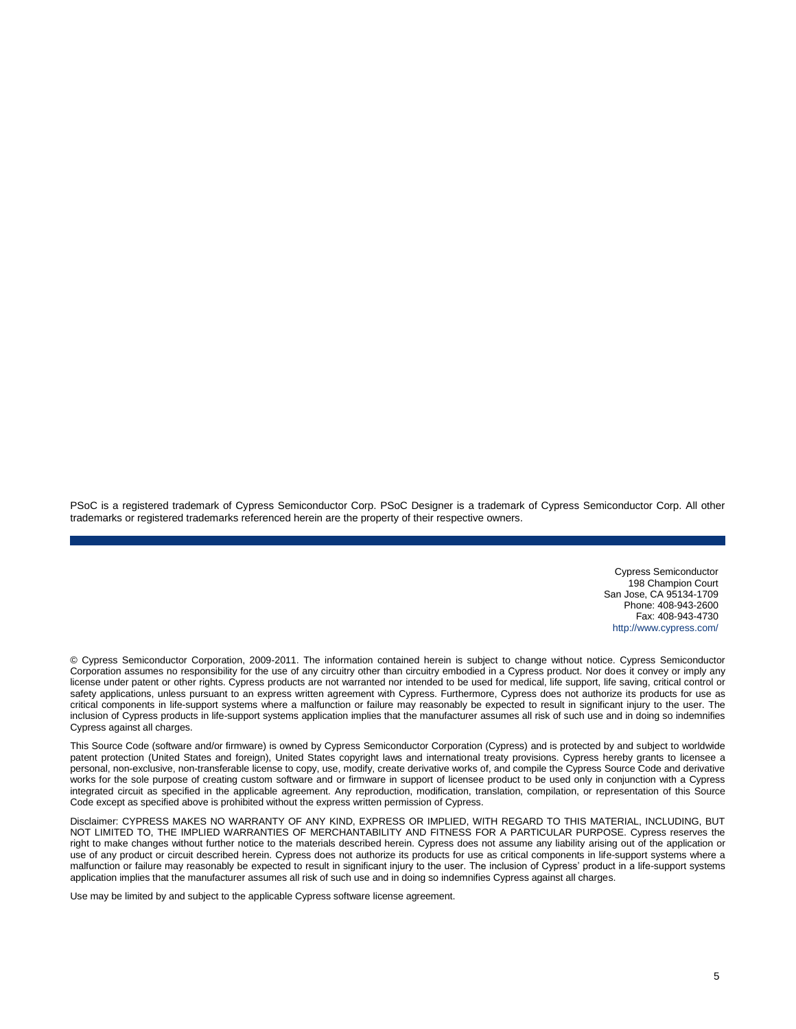PSoC is a registered trademark of Cypress Semiconductor Corp. PSoC Designer is a trademark of Cypress Semiconductor Corp. All other trademarks or registered trademarks referenced herein are the property of their respective owners.

---

Cypress Semiconductor  
198 Champion Court  
San Jose, CA 95134-1709  
Phone: 408-943-2600  
Fax: 408-943-4730  
http://www.cypress.com/

© Cypress Semiconductor Corporation, 2009-2011. The information contained herein is subject to change without notice. Cypress Semiconductor Corporation assumes no responsibility for the use of any circuitry other than circuitry embodied in a Cypress product. Nor does it convey or imply any license under patent or other rights. Cypress products are not warranted nor intended to be used for medical, life support, life saving, critical control or safety applications, unless pursuant to an express written agreement with Cypress. Furthermore, Cypress does not authorize its products for use as critical components in life-support systems where a malfunction or failure may reasonably be expected to result in significant injury to the user. The inclusion of Cypress products in life-support systems application implies that the manufacturer assumes all risk of such use and in doing so indemnifies Cypress against all charges.

This Source Code (software and/or firmware) is owned by Cypress Semiconductor Corporation (Cypress) and is protected by and subject to worldwide patent protection (United States and foreign), United States copyright laws and international treaty provisions. Cypress hereby grants to licensee a personal, non-exclusive, non-transferable license to copy, use, modify, create derivative works of, and compile the Cypress Source Code and derivative works for the sole purpose of creating custom software and or firmware in support of licensee product to be used only in conjunction with a Cypress integrated circuit as specified in the applicable agreement. Any reproduction, modification, translation, compilation, or representation of this Source Code except as specified above is prohibited without the express written permission of Cypress.

Disclaimer: CYPRESS MAKES NO WARRANTY OF ANY KIND, EXPRESS OR IMPLIED, WITH REGARD TO THIS MATERIAL, INCLUDING, BUT NOT LIMITED TO, THE IMPLIED WARRANTIES OF MERCHANTABILITY AND FITNESS FOR A PARTICULAR PURPOSE. Cypress reserves the right to make changes without further notice to the materials described herein. Cypress does not assume any liability arising out of the application or use of any product or circuit described herein. Cypress does not authorize its products for use as critical components in life-support systems where a malfunction or failure may reasonably be expected to result in significant injury to the user. The inclusion of Cypress' product in a life-support systems application implies that the manufacturer assumes all risk of such use and in doing so indemnifies Cypress against all charges.

Use may be limited by and subject to the applicable Cypress software license agreement.